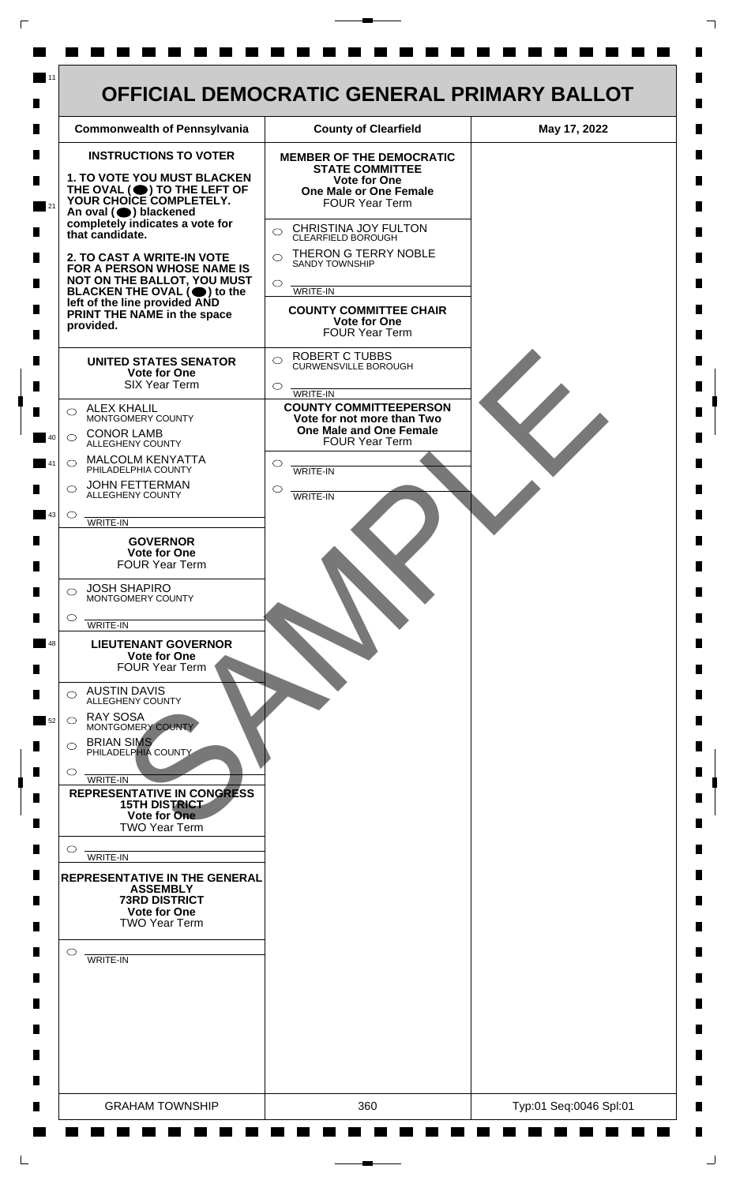# OFFICIAL DEMOCRATIC GENERAL PRIMARY BALLOT

| Commonwealth of Pennsylvania | County of Clearfield | May 17, 2022 |
| --- | --- | --- |

**INSTRUCTIONS TO VOTER**

**1. TO VOTE YOU MUST BLACKEN THE OVAL (⬬) TO THE LEFT OF YOUR CHOICE COMPLETELY. An oval (⬬) blackened completely indicates a vote for that candidate.**

**2. TO CAST A WRITE-IN VOTE FOR A PERSON WHOSE NAME IS NOT ON THE BALLOT, YOU MUST BLACKEN THE OVAL (⬬) to the left of the line provided AND PRINT THE NAME in the space provided.**

### UNITED STATES SENATOR
**Vote for One**
SIX Year Term

- ○ ALEX KHALIL — MONTGOMERY COUNTY
- ○ CONOR LAMB — ALLEGHENY COUNTY
- ○ MALCOLM KENYATTA — PHILADELPHIA COUNTY
- ○ JOHN FETTERMAN — ALLEGHENY COUNTY
- ○ ________ WRITE-IN

### GOVERNOR
**Vote for One**
FOUR Year Term

- ○ JOSH SHAPIRO — MONTGOMERY COUNTY
- ○ ________ WRITE-IN

### LIEUTENANT GOVERNOR
**Vote for One**
FOUR Year Term

- ○ AUSTIN DAVIS — ALLEGHENY COUNTY
- ○ RAY SOSA — MONTGOMERY COUNTY
- ○ BRIAN SIMS — PHILADELPHIA COUNTY
- ○ ________ WRITE-IN

### REPRESENTATIVE IN CONGRESS
**15TH DISTRICT**
**Vote for One**
TWO Year Term

- ○ ________ WRITE-IN

### REPRESENTATIVE IN THE GENERAL ASSEMBLY
**73RD DISTRICT**
**Vote for One**
TWO Year Term

- ○ ________ WRITE-IN

### MEMBER OF THE DEMOCRATIC STATE COMMITTEE
**Vote for One**
**One Male or One Female**
FOUR Year Term

- ○ CHRISTINA JOY FULTON — CLEARFIELD BOROUGH
- ○ THERON G TERRY NOBLE — SANDY TOWNSHIP
- ○ ________ WRITE-IN

### COUNTY COMMITTEE CHAIR
**Vote for One**
FOUR Year Term

- ○ ROBERT C TUBBS — CURWENSVILLE BOROUGH
- ○ ________ WRITE-IN

### COUNTY COMMITTEEPERSON
**Vote for not more than Two**
**One Male and One Female**
FOUR Year Term

- ○ ________ WRITE-IN
- ○ ________ WRITE-IN

SAMPLE

| GRAHAM TOWNSHIP | 360 | Typ:01 Seq:0046 Spl:01 |
| --- | --- | --- |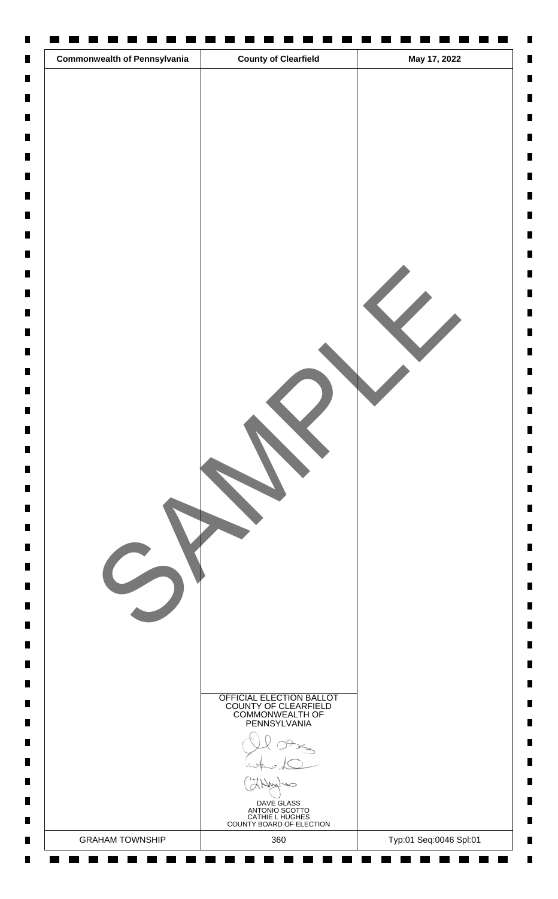| Commonwealth of Pennsylvania | County of Clearfield | May 17, 2022 |
|---|---|---|
| | | |

SAMPLE

OFFICIAL ELECTION BALLOT
COUNTY OF CLEARFIELD
COMMONWEALTH OF
PENNSYLVANIA

DAVE GLASS
ANTONIO SCOTTO
CATHIE L HUGHES
COUNTY BOARD OF ELECTION

| | | |
|---|---|---|
| GRAHAM TOWNSHIP | 360 | Typ:01 Seq:0046 Spl:01 |